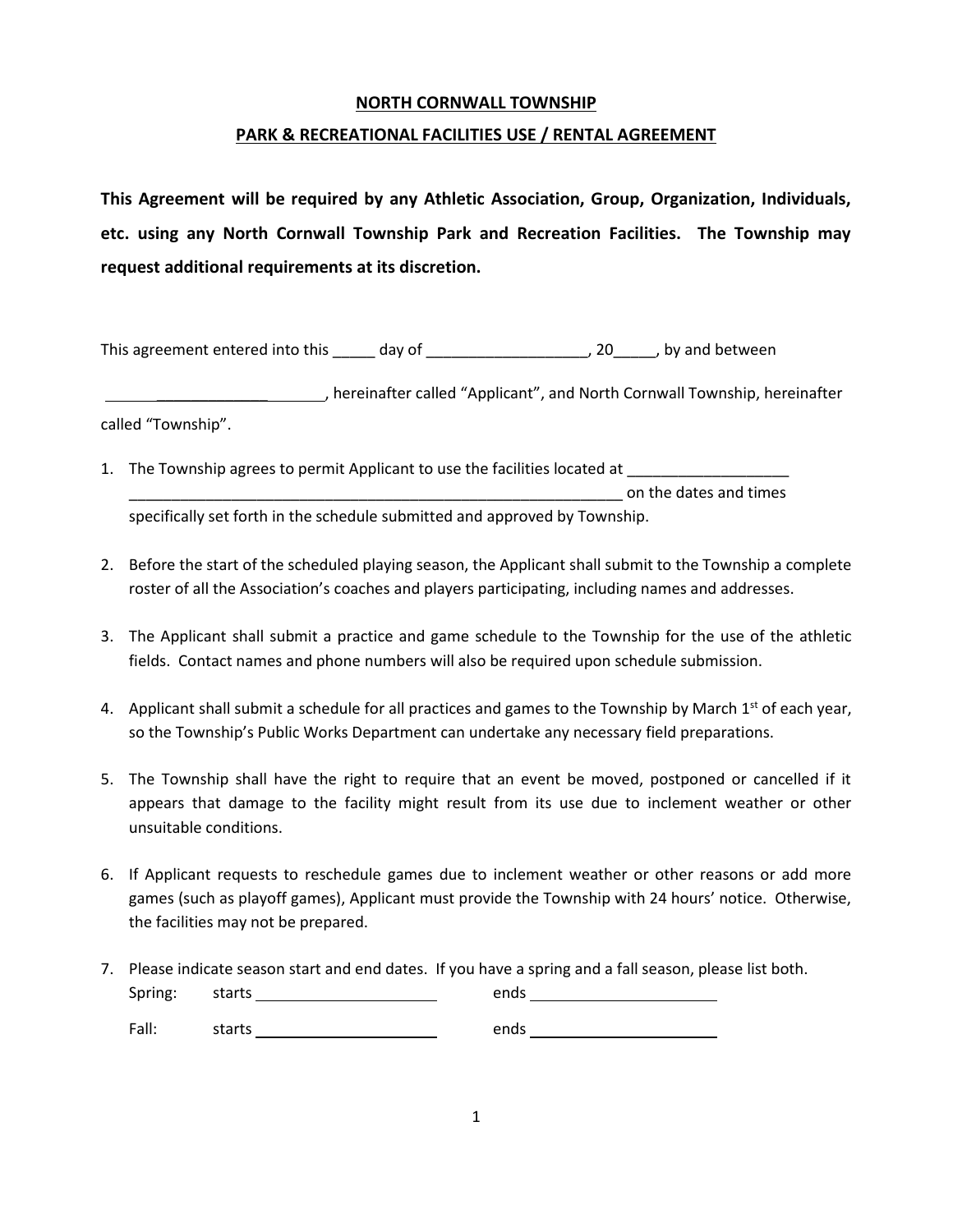**NORTH CORNWALL TOWNSHIP**

**PARK & RECREATIONAL FACILITIES USE / RENTAL AGREEMENT**

**This Agreement will be required by any Athletic Association, Group, Organization, Individuals, etc. using any North Cornwall Township Park and Recreation Facilities. The Township may request additional requirements at its discretion.**

This agreement entered into this _____ day of ___________________, 20_____, by and between

____________________, hereinafter called "Applicant", and North Cornwall Township, hereinafter called "Township".

1. The Township agrees to permit Applicant to use the facilities located at ___________________ ____________________________________________________________ on the dates and times specifically set forth in the schedule submitted and approved by Township.

2. Before the start of the scheduled playing season, the Applicant shall submit to the Township a complete roster of all the Association's coaches and players participating, including names and addresses.

3. The Applicant shall submit a practice and game schedule to the Township for the use of the athletic fields. Contact names and phone numbers will also be required upon schedule submission.

4. Applicant shall submit a schedule for all practices and games to the Township by March 1st of each year, so the Township's Public Works Department can undertake any necessary field preparations.

5. The Township shall have the right to require that an event be moved, postponed or cancelled if it appears that damage to the facility might result from its use due to inclement weather or other unsuitable conditions.

6. If Applicant requests to reschedule games due to inclement weather or other reasons or add more games (such as playoff games), Applicant must provide the Township with 24 hours' notice. Otherwise, the facilities may not be prepared.

7. Please indicate season start and end dates. If you have a spring and a fall season, please list both.

   Spring: starts ____________________ ends ____________________

   Fall: starts ____________________ ends ____________________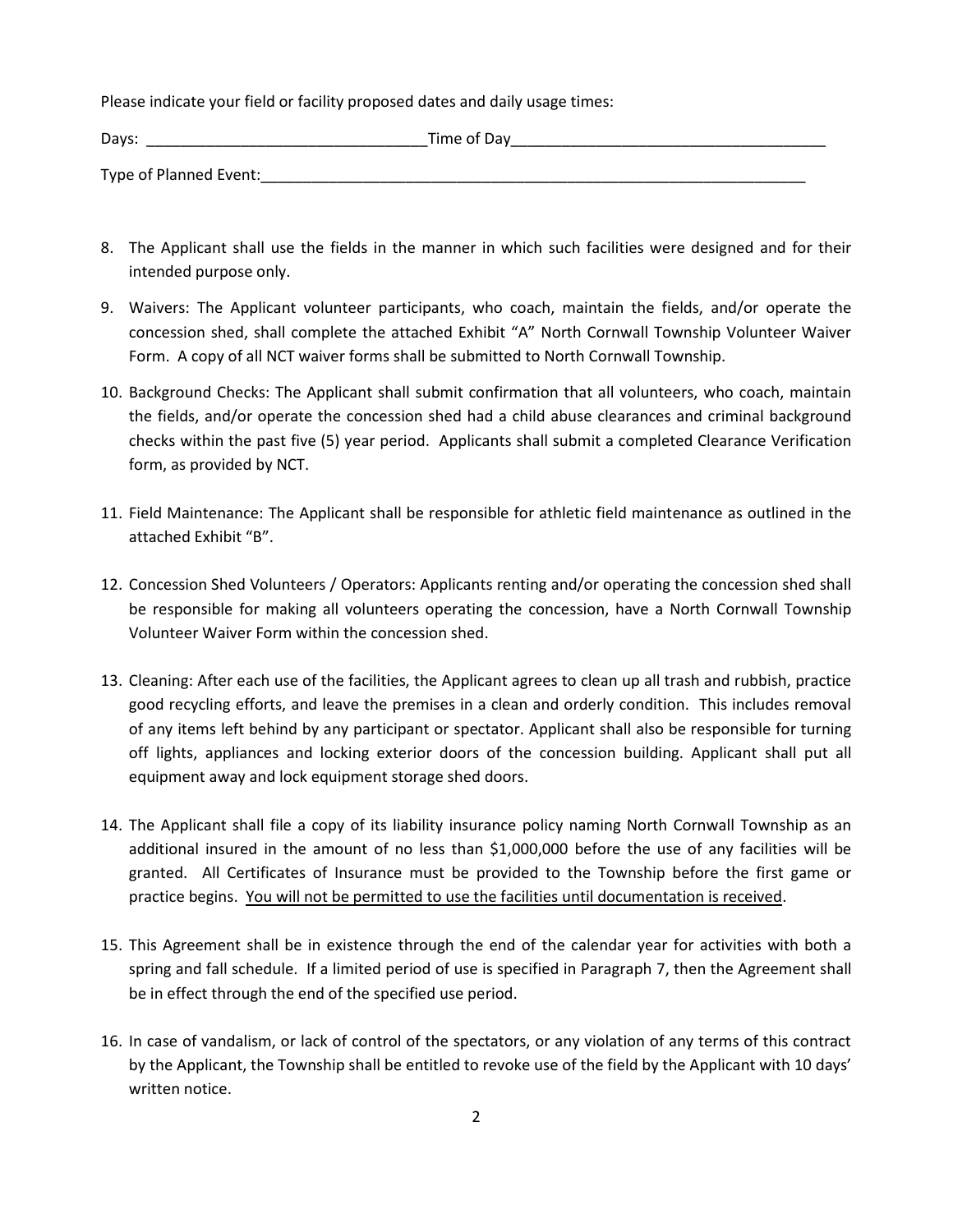Please indicate your field or facility proposed dates and daily usage times:

Days: _________________________________Time of Day_____________________________________

Type of Planned Event:__________________________________________________________________

8. The Applicant shall use the fields in the manner in which such facilities were designed and for their intended purpose only.
9. Waivers: The Applicant volunteer participants, who coach, maintain the fields, and/or operate the concession shed, shall complete the attached Exhibit "A" North Cornwall Township Volunteer Waiver Form. A copy of all NCT waiver forms shall be submitted to North Cornwall Township.
10. Background Checks: The Applicant shall submit confirmation that all volunteers, who coach, maintain the fields, and/or operate the concession shed had a child abuse clearances and criminal background checks within the past five (5) year period. Applicants shall submit a completed Clearance Verification form, as provided by NCT.
11. Field Maintenance: The Applicant shall be responsible for athletic field maintenance as outlined in the attached Exhibit "B".
12. Concession Shed Volunteers / Operators: Applicants renting and/or operating the concession shed shall be responsible for making all volunteers operating the concession, have a North Cornwall Township Volunteer Waiver Form within the concession shed.
13. Cleaning: After each use of the facilities, the Applicant agrees to clean up all trash and rubbish, practice good recycling efforts, and leave the premises in a clean and orderly condition. This includes removal of any items left behind by any participant or spectator. Applicant shall also be responsible for turning off lights, appliances and locking exterior doors of the concession building. Applicant shall put all equipment away and lock equipment storage shed doors.
14. The Applicant shall file a copy of its liability insurance policy naming North Cornwall Township as an additional insured in the amount of no less than $1,000,000 before the use of any facilities will be granted. All Certificates of Insurance must be provided to the Township before the first game or practice begins. <u>You will not be permitted to use the facilities until documentation is received</u>.
15. This Agreement shall be in existence through the end of the calendar year for activities with both a spring and fall schedule. If a limited period of use is specified in Paragraph 7, then the Agreement shall be in effect through the end of the specified use period.
16. In case of vandalism, or lack of control of the spectators, or any violation of any terms of this contract by the Applicant, the Township shall be entitled to revoke use of the field by the Applicant with 10 days' written notice.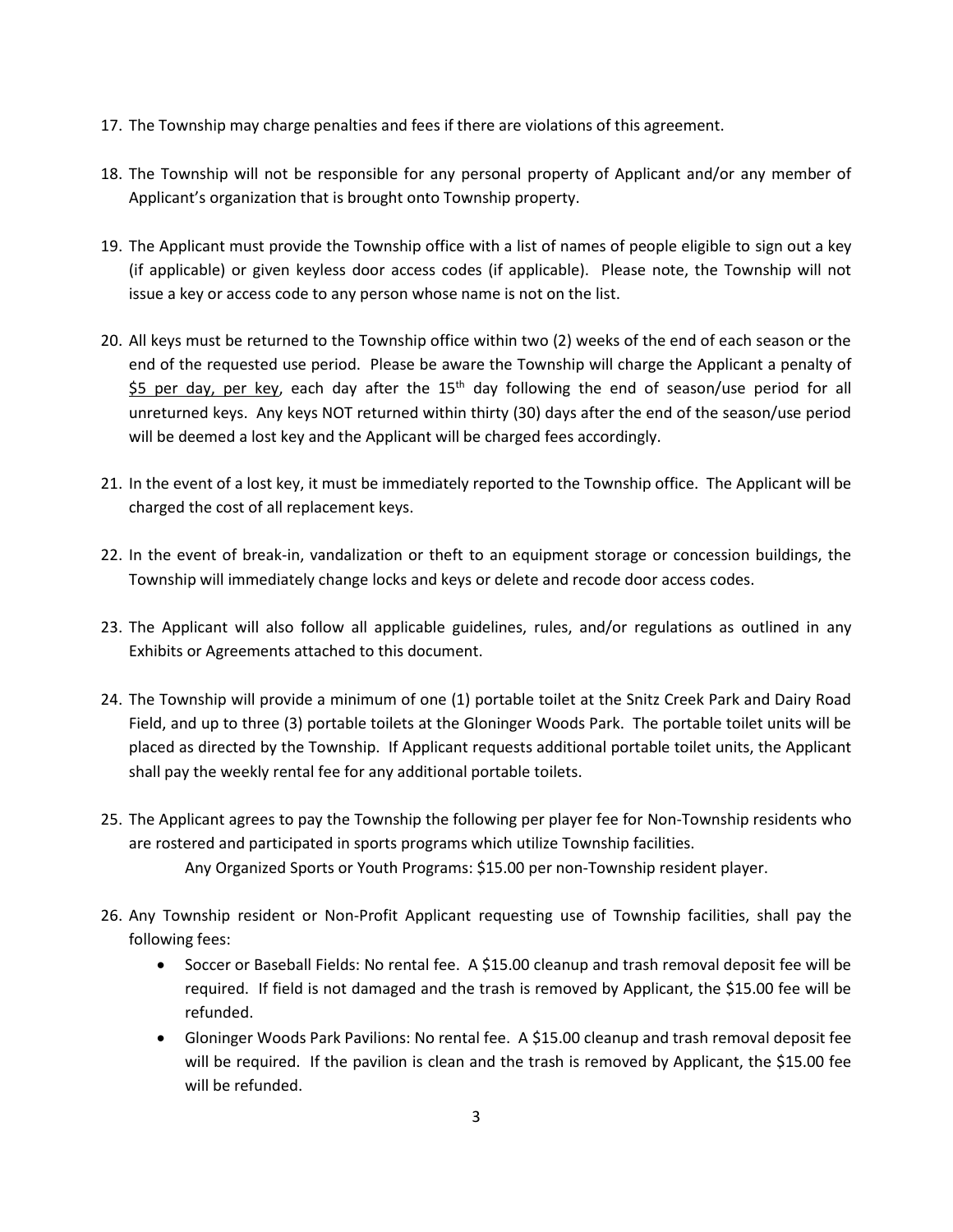17. The Township may charge penalties and fees if there are violations of this agreement.

18. The Township will not be responsible for any personal property of Applicant and/or any member of Applicant's organization that is brought onto Township property.

19. The Applicant must provide the Township office with a list of names of people eligible to sign out a key (if applicable) or given keyless door access codes (if applicable). Please note, the Township will not issue a key or access code to any person whose name is not on the list.

20. All keys must be returned to the Township office within two (2) weeks of the end of each season or the end of the requested use period. Please be aware the Township will charge the Applicant a penalty of <u>$5 per day, per key</u>, each day after the 15th day following the end of season/use period for all unreturned keys. Any keys NOT returned within thirty (30) days after the end of the season/use period will be deemed a lost key and the Applicant will be charged fees accordingly.

21. In the event of a lost key, it must be immediately reported to the Township office. The Applicant will be charged the cost of all replacement keys.

22. In the event of break-in, vandalization or theft to an equipment storage or concession buildings, the Township will immediately change locks and keys or delete and recode door access codes.

23. The Applicant will also follow all applicable guidelines, rules, and/or regulations as outlined in any Exhibits or Agreements attached to this document.

24. The Township will provide a minimum of one (1) portable toilet at the Snitz Creek Park and Dairy Road Field, and up to three (3) portable toilets at the Gloninger Woods Park. The portable toilet units will be placed as directed by the Township. If Applicant requests additional portable toilet units, the Applicant shall pay the weekly rental fee for any additional portable toilets.

25. The Applicant agrees to pay the Township the following per player fee for Non-Township residents who are rostered and participated in sports programs which utilize Township facilities.

    Any Organized Sports or Youth Programs: $15.00 per non-Township resident player.

26. Any Township resident or Non-Profit Applicant requesting use of Township facilities, shall pay the following fees:
    - Soccer or Baseball Fields: No rental fee. A $15.00 cleanup and trash removal deposit fee will be required. If field is not damaged and the trash is removed by Applicant, the $15.00 fee will be refunded.
    - Gloninger Woods Park Pavilions: No rental fee. A $15.00 cleanup and trash removal deposit fee will be required. If the pavilion is clean and the trash is removed by Applicant, the $15.00 fee will be refunded.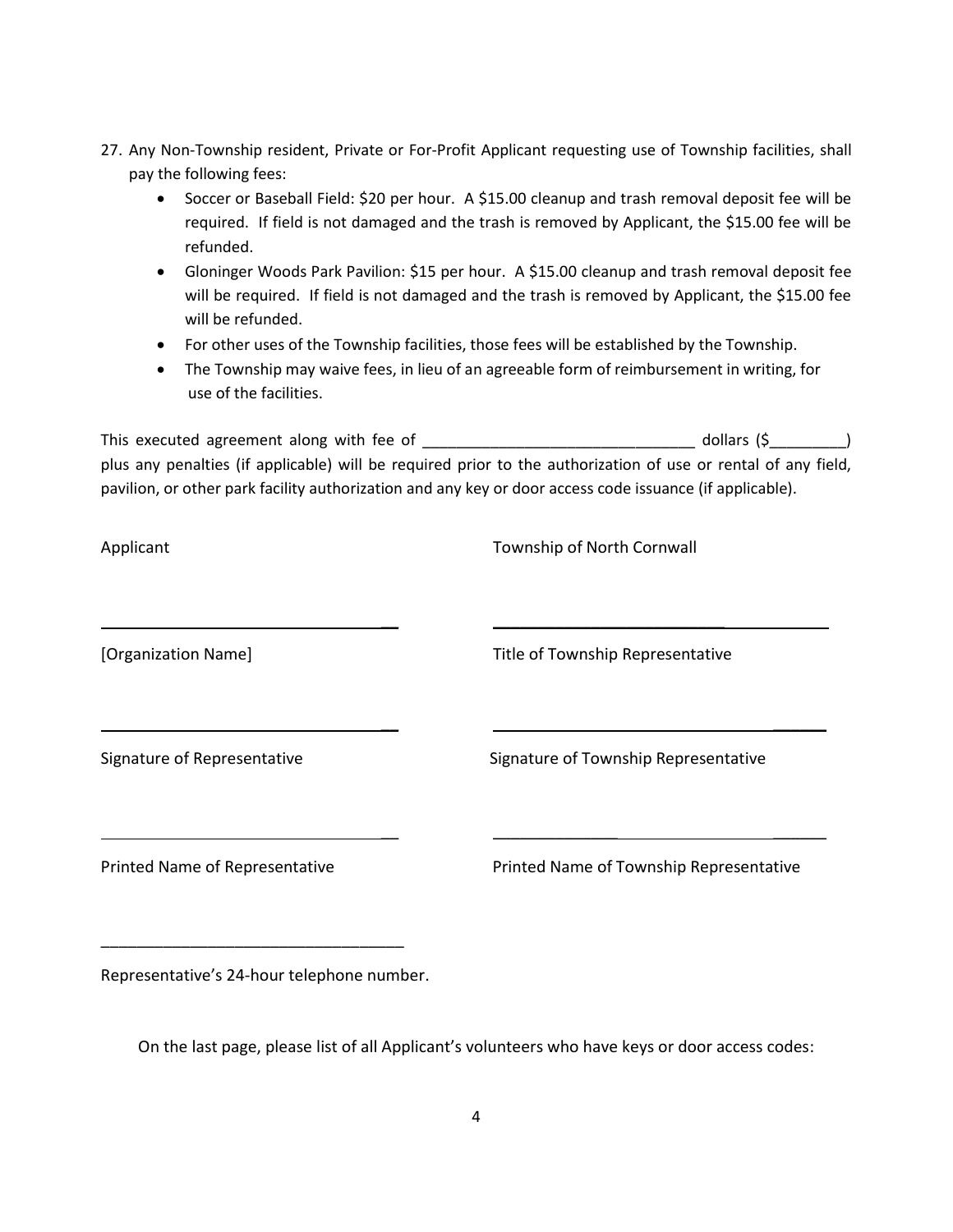27. Any Non-Township resident, Private or For-Profit Applicant requesting use of Township facilities, shall pay the following fees:
    - Soccer or Baseball Field: $20 per hour. A $15.00 cleanup and trash removal deposit fee will be required. If field is not damaged and the trash is removed by Applicant, the $15.00 fee will be refunded.
    - Gloninger Woods Park Pavilion: $15 per hour. A $15.00 cleanup and trash removal deposit fee will be required. If field is not damaged and the trash is removed by Applicant, the $15.00 fee will be refunded.
    - For other uses of the Township facilities, those fees will be established by the Township.
    - The Township may waive fees, in lieu of an agreeable form of reimbursement in writing, for use of the facilities.

This executed agreement along with fee of _______________________________ dollars ($_________) plus any penalties (if applicable) will be required prior to the authorization of use or rental of any field, pavilion, or other park facility authorization and any key or door access code issuance (if applicable).

| | |
|---|---|
| Applicant | Township of North Cornwall |
| _________________________________ | _________________________________ |
| [Organization Name] | Title of Township Representative |
| _________________________________ | _________________________________ |
| Signature of Representative | Signature of Township Representative |
| _________________________________ | _________________________________ |
| Printed Name of Representative | Printed Name of Township Representative |

_________________________________

Representative's 24-hour telephone number.

On the last page, please list of all Applicant's volunteers who have keys or door access codes: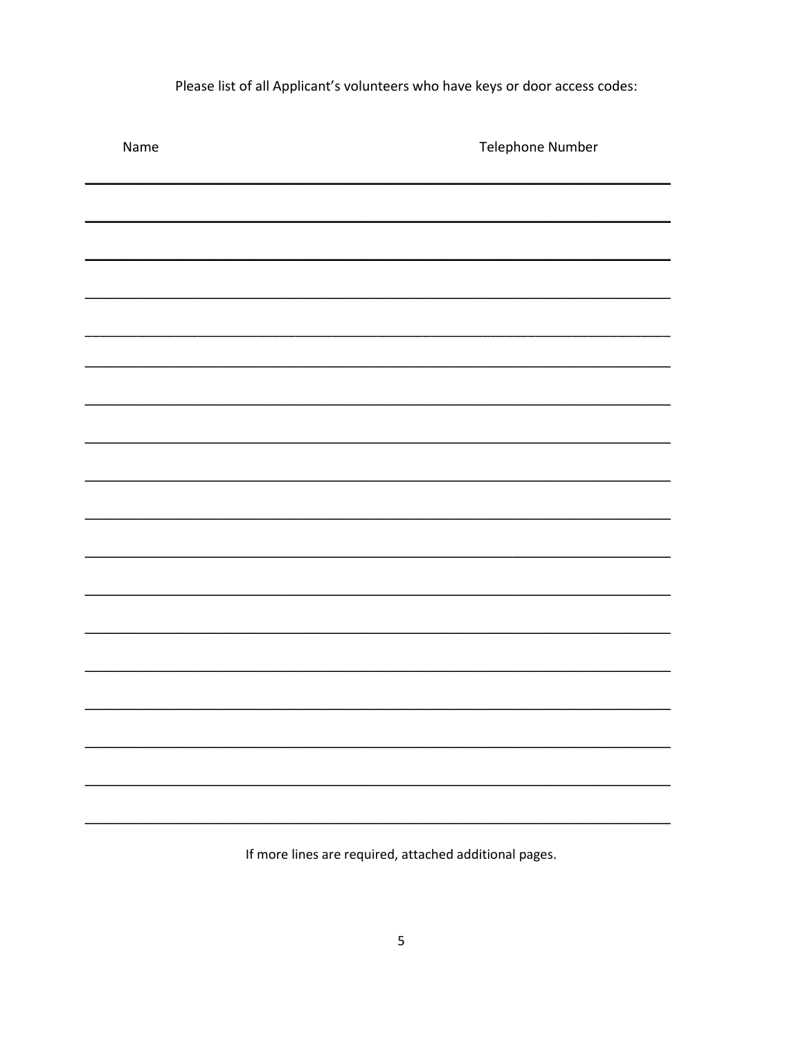Please list of all Applicant's volunteers who have keys or door access codes:

| Name | Telephone Number |
| --- | --- |
| | |
| | |
| | |
| | |
| | |
| | |
| | |
| | |
| | |
| | |
| | |
| | |
| | |
| | |
| | |
| | |
| | |
| | |

If more lines are required, attached additional pages.